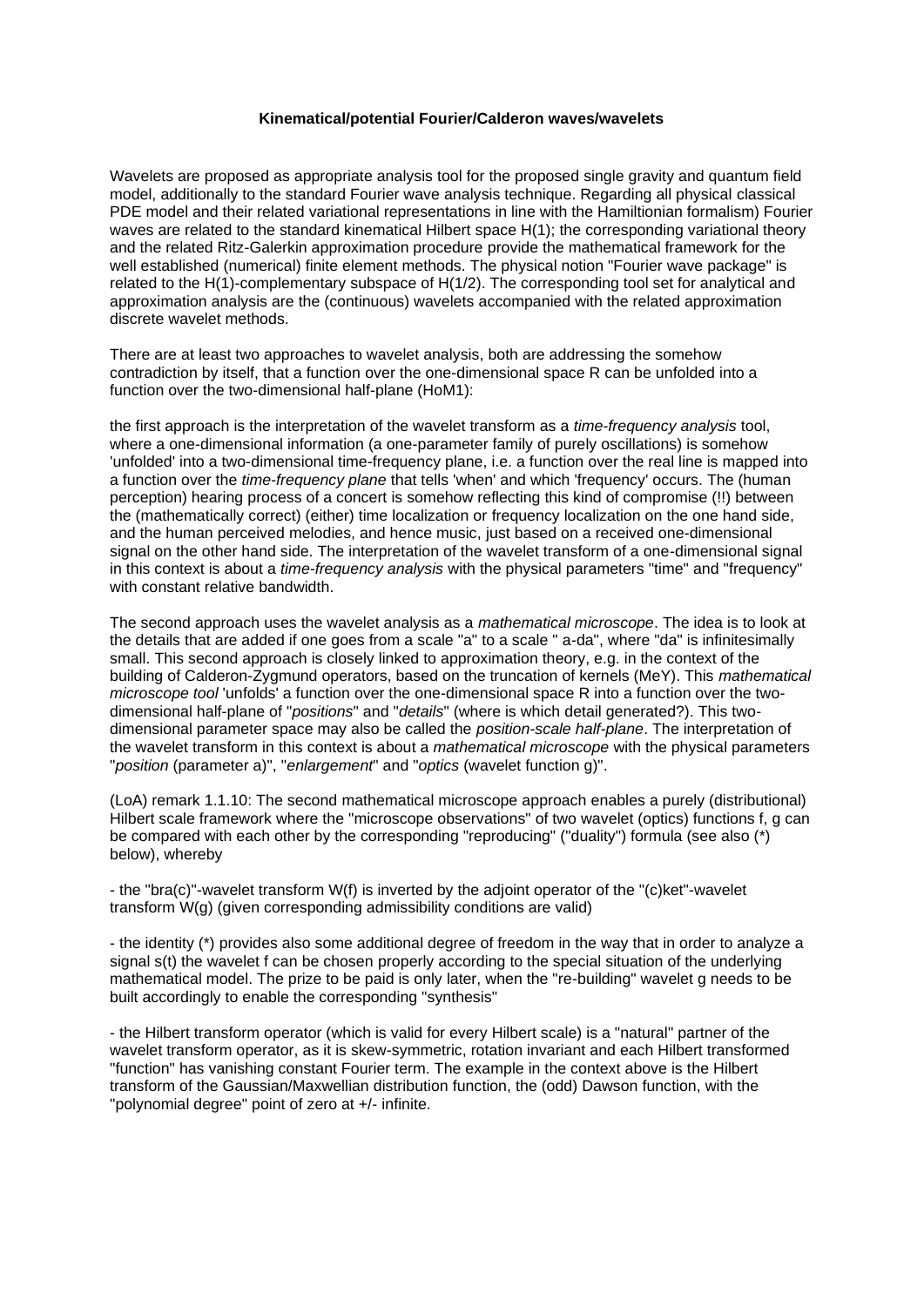**Kinematical/potential Fourier/Calderon waves/wavelets**

Wavelets are proposed as appropriate analysis tool for the proposed single gravity and quantum field model, additionally to the standard Fourier wave analysis technique. Regarding all physical classical PDE model and their related variational representations in line with the Hamiltionian formalism) Fourier waves are related to the standard kinematical Hilbert space H(1); the corresponding variational theory and the related Ritz-Galerkin approximation procedure provide the mathematical framework for the well established (numerical) finite element methods. The physical notion "Fourier wave package" is related to the H(1)-complementary subspace of H(1/2). The corresponding tool set for analytical and approximation analysis are the (continuous) wavelets accompanied with the related approximation discrete wavelet methods.

There are at least two approaches to wavelet analysis, both are addressing the somehow contradiction by itself, that a function over the one-dimensional space R can be unfolded into a function over the two-dimensional half-plane (HoM1):

the first approach is the interpretation of the wavelet transform as a *time-frequency analysis* tool, where a one-dimensional information (a one-parameter family of purely oscillations) is somehow 'unfolded' into a two-dimensional time-frequency plane, i.e. a function over the real line is mapped into a function over the *time-frequency plane* that tells 'when' and which 'frequency' occurs. The (human perception) hearing process of a concert is somehow reflecting this kind of compromise (!!) between the (mathematically correct) (either) time localization or frequency localization on the one hand side, and the human perceived melodies, and hence music, just based on a received one-dimensional signal on the other hand side. The interpretation of the wavelet transform of a one-dimensional signal in this context is about a *time-frequency analysis* with the physical parameters "time" and "frequency" with constant relative bandwidth.

The second approach uses the wavelet analysis as a *mathematical microscope*. The idea is to look at the details that are added if one goes from a scale "a" to a scale " a-da", where "da" is infinitesimally small. This second approach is closely linked to approximation theory, e.g. in the context of the building of Calderon-Zygmund operators, based on the truncation of kernels (MeY). This *mathematical microscope tool* 'unfolds' a function over the one-dimensional space R into a function over the two-dimensional half-plane of "*positions*" and "*details*" (where is which detail generated?). This two-dimensional parameter space may also be called the *position-scale half-plane*. The interpretation of the wavelet transform in this context is about a *mathematical microscope* with the physical parameters "*position* (parameter a)", "*enlargement*" and "*optics* (wavelet function g)".

(LoA) remark 1.1.10: The second mathematical microscope approach enables a purely (distributional) Hilbert scale framework where the "microscope observations" of two wavelet (optics) functions f, g can be compared with each other by the corresponding "reproducing" ("duality") formula (see also (*) below), whereby

- the "bra(c)"-wavelet transform W(f) is inverted by the adjoint operator of the "(c)ket"-wavelet transform W(g) (given corresponding admissibility conditions are valid)

- the identity (*) provides also some additional degree of freedom in the way that in order to analyze a signal s(t) the wavelet f can be chosen properly according to the special situation of the underlying mathematical model. The prize to be paid is only later, when the "re-building" wavelet g needs to be built accordingly to enable the corresponding "synthesis"

- the Hilbert transform operator (which is valid for every Hilbert scale) is a "natural" partner of the wavelet transform operator, as it is skew-symmetric, rotation invariant and each Hilbert transformed "function" has vanishing constant Fourier term. The example in the context above is the Hilbert transform of the Gaussian/Maxwellian distribution function, the (odd) Dawson function, with the "polynomial degree" point of zero at +/- infinite.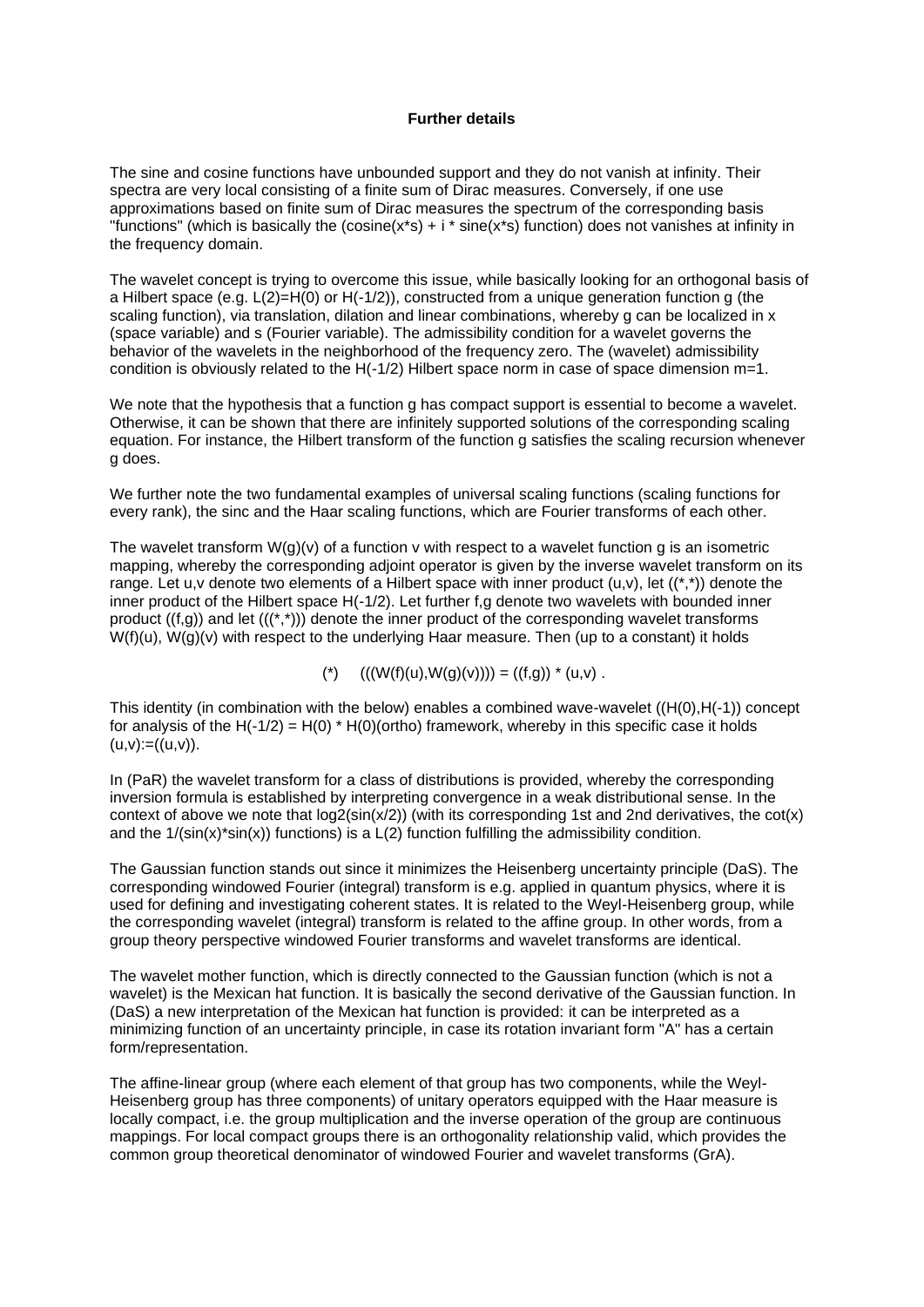**Further details**

The sine and cosine functions have unbounded support and they do not vanish at infinity. Their spectra are very local consisting of a finite sum of Dirac measures. Conversely, if one use approximations based on finite sum of Dirac measures the spectrum of the corresponding basis "functions" (which is basically the (cosine(x*s) + i * sine(x*s) function) does not vanishes at infinity in the frequency domain.

The wavelet concept is trying to overcome this issue, while basically looking for an orthogonal basis of a Hilbert space (e.g. L(2)=H(0) or H(-1/2)), constructed from a unique generation function g (the scaling function), via translation, dilation and linear combinations, whereby g can be localized in x (space variable) and s (Fourier variable). The admissibility condition for a wavelet governs the behavior of the wavelets in the neighborhood of the frequency zero. The (wavelet) admissibility condition is obviously related to the H(-1/2) Hilbert space norm in case of space dimension m=1.

We note that the hypothesis that a function g has compact support is essential to become a wavelet. Otherwise, it can be shown that there are infinitely supported solutions of the corresponding scaling equation. For instance, the Hilbert transform of the function g satisfies the scaling recursion whenever g does.

We further note the two fundamental examples of universal scaling functions (scaling functions for every rank), the sinc and the Haar scaling functions, which are Fourier transforms of each other.

The wavelet transform W(g)(v) of a function v with respect to a wavelet function g is an isometric mapping, whereby the corresponding adjoint operator is given by the inverse wavelet transform on its range. Let u,v denote two elements of a Hilbert space with inner product (u,v), let ((*,*)) denote the inner product of the Hilbert space H(-1/2). Let further f,g denote two wavelets with bounded inner product ((f,g)) and let (((*,*))) denote the inner product of the corresponding wavelet transforms W(f)(u), W(g)(v) with respect to the underlying Haar measure. Then (up to a constant) it holds

(*)     (((W(f)(u),W(g)(v)))) = ((f,g)) * (u,v) .

This identity (in combination with the below) enables a combined wave-wavelet ((H(0),H(-1)) concept for analysis of the H(-1/2) = H(0) * H(0)(ortho) framework, whereby in this specific case it holds (u,v):=((u,v)).

In (PaR) the wavelet transform for a class of distributions is provided, whereby the corresponding inversion formula is established by interpreting convergence in a weak distributional sense. In the context of above we note that log2(sin(x/2)) (with its corresponding 1st and 2nd derivatives, the cot(x) and the 1/(sin(x)*sin(x)) functions) is a L(2) function fulfilling the admissibility condition.

The Gaussian function stands out since it minimizes the Heisenberg uncertainty principle (DaS). The corresponding windowed Fourier (integral) transform is e.g. applied in quantum physics, where it is used for defining and investigating coherent states. It is related to the Weyl-Heisenberg group, while the corresponding wavelet (integral) transform is related to the affine group. In other words, from a group theory perspective windowed Fourier transforms and wavelet transforms are identical.

The wavelet mother function, which is directly connected to the Gaussian function (which is not a wavelet) is the Mexican hat function. It is basically the second derivative of the Gaussian function. In (DaS) a new interpretation of the Mexican hat function is provided: it can be interpreted as a minimizing function of an uncertainty principle, in case its rotation invariant form "A" has a certain form/representation.

The affine-linear group (where each element of that group has two components, while the Weyl-Heisenberg group has three components) of unitary operators equipped with the Haar measure is locally compact, i.e. the group multiplication and the inverse operation of the group are continuous mappings. For local compact groups there is an orthogonality relationship valid, which provides the common group theoretical denominator of windowed Fourier and wavelet transforms (GrA).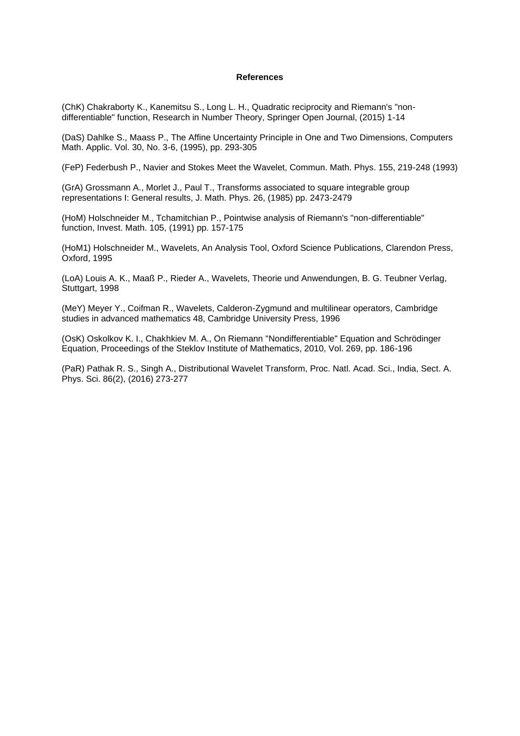**References**

(ChK) Chakraborty K., Kanemitsu S., Long L. H., Quadratic reciprocity and Riemann's "non-differentiable" function, Research in Number Theory, Springer Open Journal, (2015) 1-14

(DaS) Dahlke S., Maass P., The Affine Uncertainty Principle in One and Two Dimensions, Computers Math. Applic. Vol. 30, No. 3-6, (1995), pp. 293-305

(FeP) Federbush P., Navier and Stokes Meet the Wavelet, Commun. Math. Phys. 155, 219-248 (1993)

(GrA) Grossmann A., Morlet J., Paul T., Transforms associated to square integrable group representations I: General results, J. Math. Phys. 26, (1985) pp. 2473-2479

(HoM) Holschneider M., Tchamitchian P., Pointwise analysis of Riemann's "non-differentiable" function, Invest. Math. 105, (1991) pp. 157-175

(HoM1) Holschneider M., Wavelets, An Analysis Tool, Oxford Science Publications, Clarendon Press, Oxford, 1995

(LoA) Louis A. K., Maaß P., Rieder A., Wavelets, Theorie und Anwendungen, B. G. Teubner Verlag, Stuttgart, 1998

(MeY) Meyer Y., Coifman R., Wavelets, Calderon-Zygmund and multilinear operators, Cambridge studies in advanced mathematics 48, Cambridge University Press, 1996

(OsK) Oskolkov K. I., Chakhkiev M. A., On Riemann "Nondifferentiable" Equation and Schrödinger Equation, Proceedings of the Steklov Institute of Mathematics, 2010, Vol. 269, pp. 186-196

(PaR) Pathak R. S., Singh A., Distributional Wavelet Transform, Proc. Natl. Acad. Sci., India, Sect. A. Phys. Sci. 86(2), (2016) 273-277